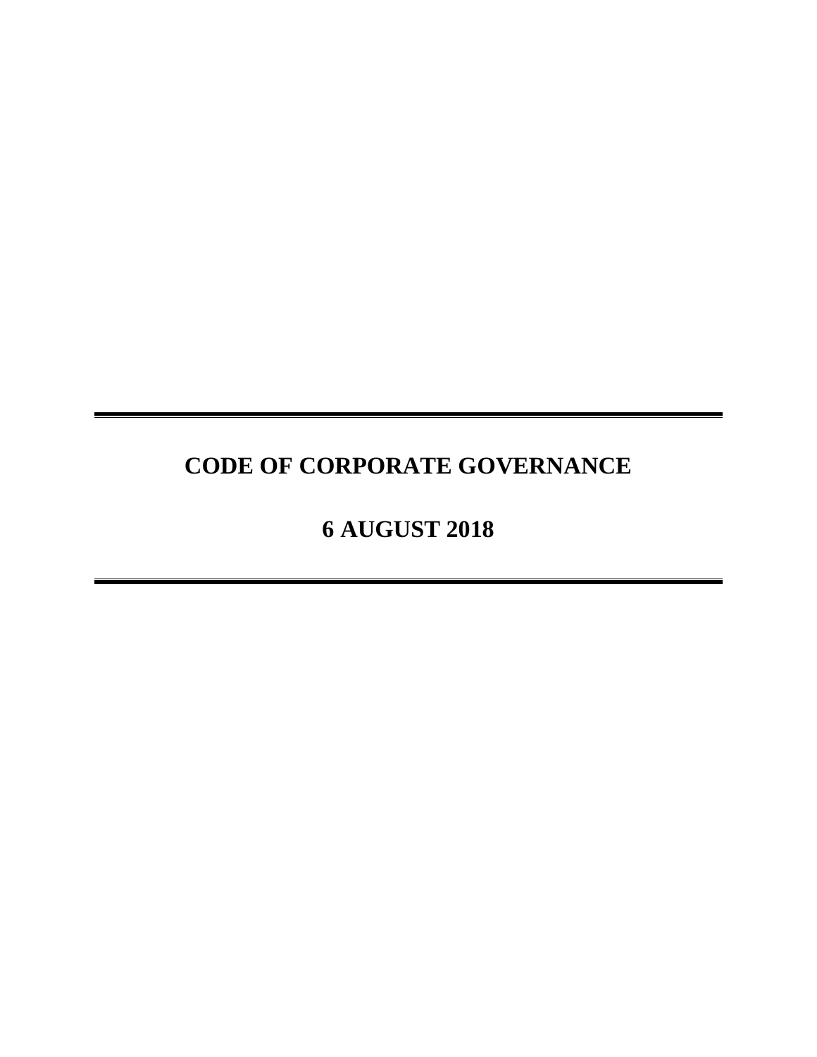# CODE OF CORPORATE GOVERNANCE

## 6 AUGUST 2018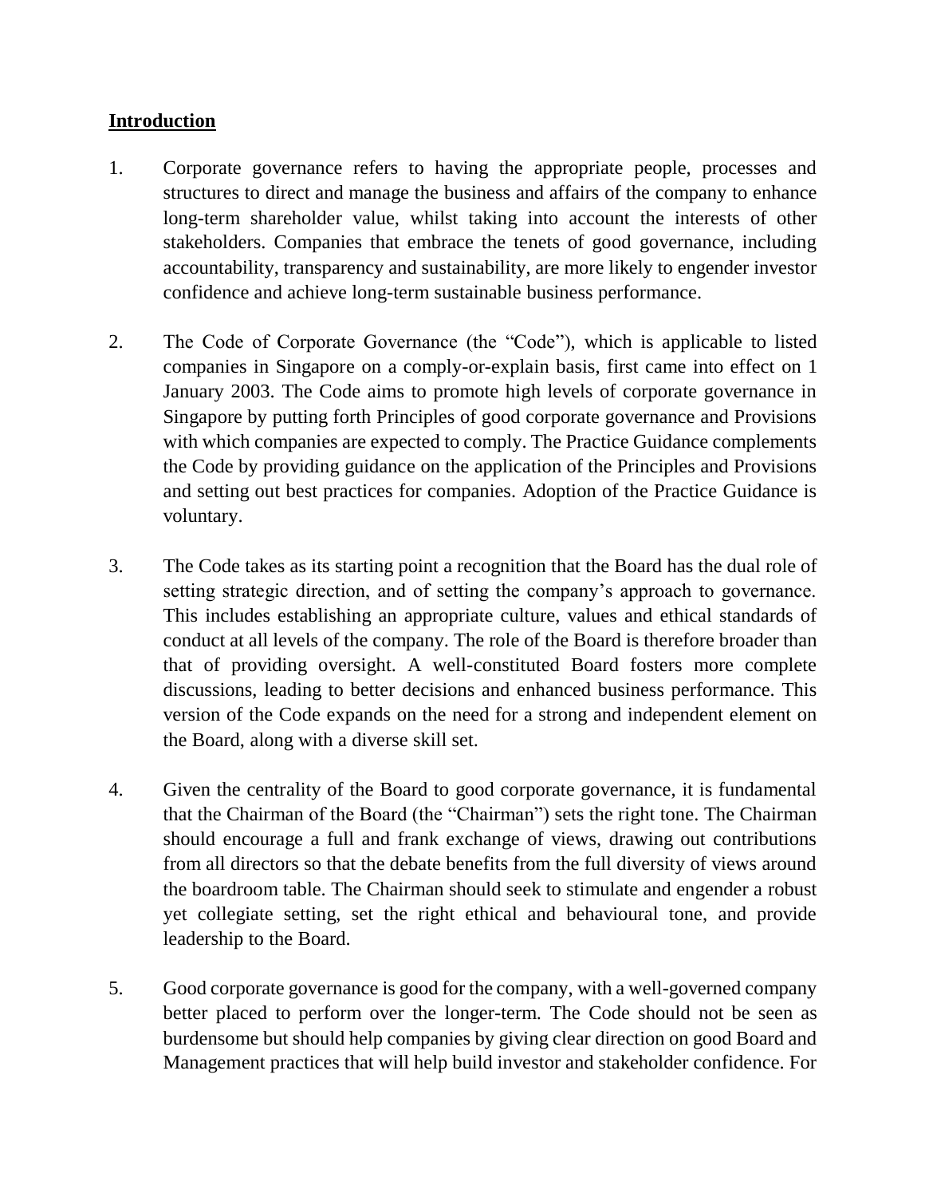## **Introduction**

1. Corporate governance refers to having the appropriate people, processes and structures to direct and manage the business and affairs of the company to enhance long-term shareholder value, whilst taking into account the interests of other stakeholders. Companies that embrace the tenets of good governance, including accountability, transparency and sustainability, are more likely to engender investor confidence and achieve long-term sustainable business performance.

2. The Code of Corporate Governance (the "Code"), which is applicable to listed companies in Singapore on a comply-or-explain basis, first came into effect on 1 January 2003. The Code aims to promote high levels of corporate governance in Singapore by putting forth Principles of good corporate governance and Provisions with which companies are expected to comply. The Practice Guidance complements the Code by providing guidance on the application of the Principles and Provisions and setting out best practices for companies. Adoption of the Practice Guidance is voluntary.

3. The Code takes as its starting point a recognition that the Board has the dual role of setting strategic direction, and of setting the company's approach to governance. This includes establishing an appropriate culture, values and ethical standards of conduct at all levels of the company. The role of the Board is therefore broader than that of providing oversight. A well-constituted Board fosters more complete discussions, leading to better decisions and enhanced business performance. This version of the Code expands on the need for a strong and independent element on the Board, along with a diverse skill set.

4. Given the centrality of the Board to good corporate governance, it is fundamental that the Chairman of the Board (the "Chairman") sets the right tone. The Chairman should encourage a full and frank exchange of views, drawing out contributions from all directors so that the debate benefits from the full diversity of views around the boardroom table. The Chairman should seek to stimulate and engender a robust yet collegiate setting, set the right ethical and behavioural tone, and provide leadership to the Board.

5. Good corporate governance is good for the company, with a well-governed company better placed to perform over the longer-term. The Code should not be seen as burdensome but should help companies by giving clear direction on good Board and Management practices that will help build investor and stakeholder confidence. For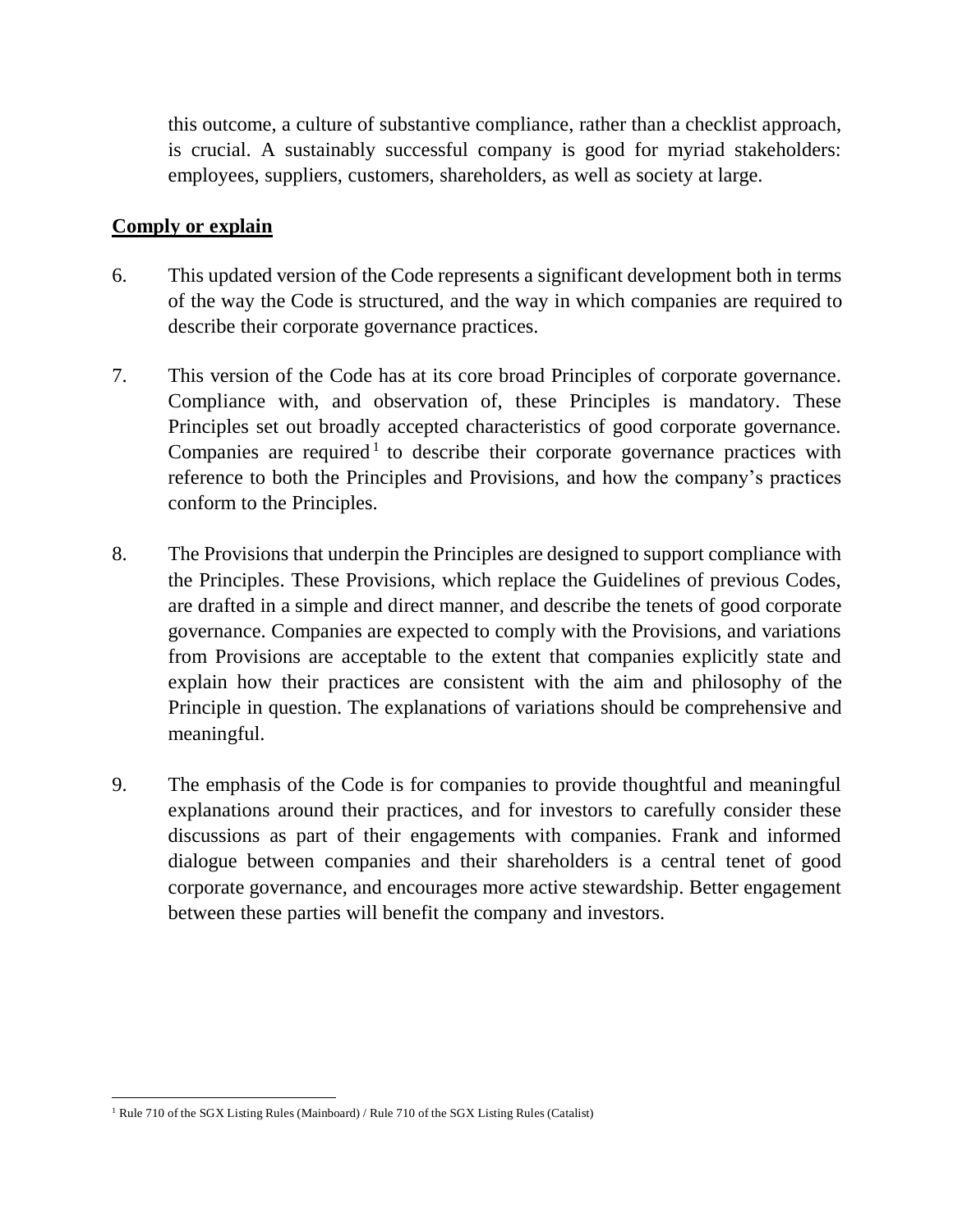this outcome, a culture of substantive compliance, rather than a checklist approach, is crucial. A sustainably successful company is good for myriad stakeholders: employees, suppliers, customers, shareholders, as well as society at large.

## Comply or explain

6. This updated version of the Code represents a significant development both in terms of the way the Code is structured, and the way in which companies are required to describe their corporate governance practices.

7. This version of the Code has at its core broad Principles of corporate governance. Compliance with, and observation of, these Principles is mandatory. These Principles set out broadly accepted characteristics of good corporate governance. Companies are required[1] to describe their corporate governance practices with reference to both the Principles and Provisions, and how the company's practices conform to the Principles.

8. The Provisions that underpin the Principles are designed to support compliance with the Principles. These Provisions, which replace the Guidelines of previous Codes, are drafted in a simple and direct manner, and describe the tenets of good corporate governance. Companies are expected to comply with the Provisions, and variations from Provisions are acceptable to the extent that companies explicitly state and explain how their practices are consistent with the aim and philosophy of the Principle in question. The explanations of variations should be comprehensive and meaningful.

9. The emphasis of the Code is for companies to provide thoughtful and meaningful explanations around their practices, and for investors to carefully consider these discussions as part of their engagements with companies. Frank and informed dialogue between companies and their shareholders is a central tenet of good corporate governance, and encourages more active stewardship. Better engagement between these parties will benefit the company and investors.

[1] Rule 710 of the SGX Listing Rules (Mainboard) / Rule 710 of the SGX Listing Rules (Catalist)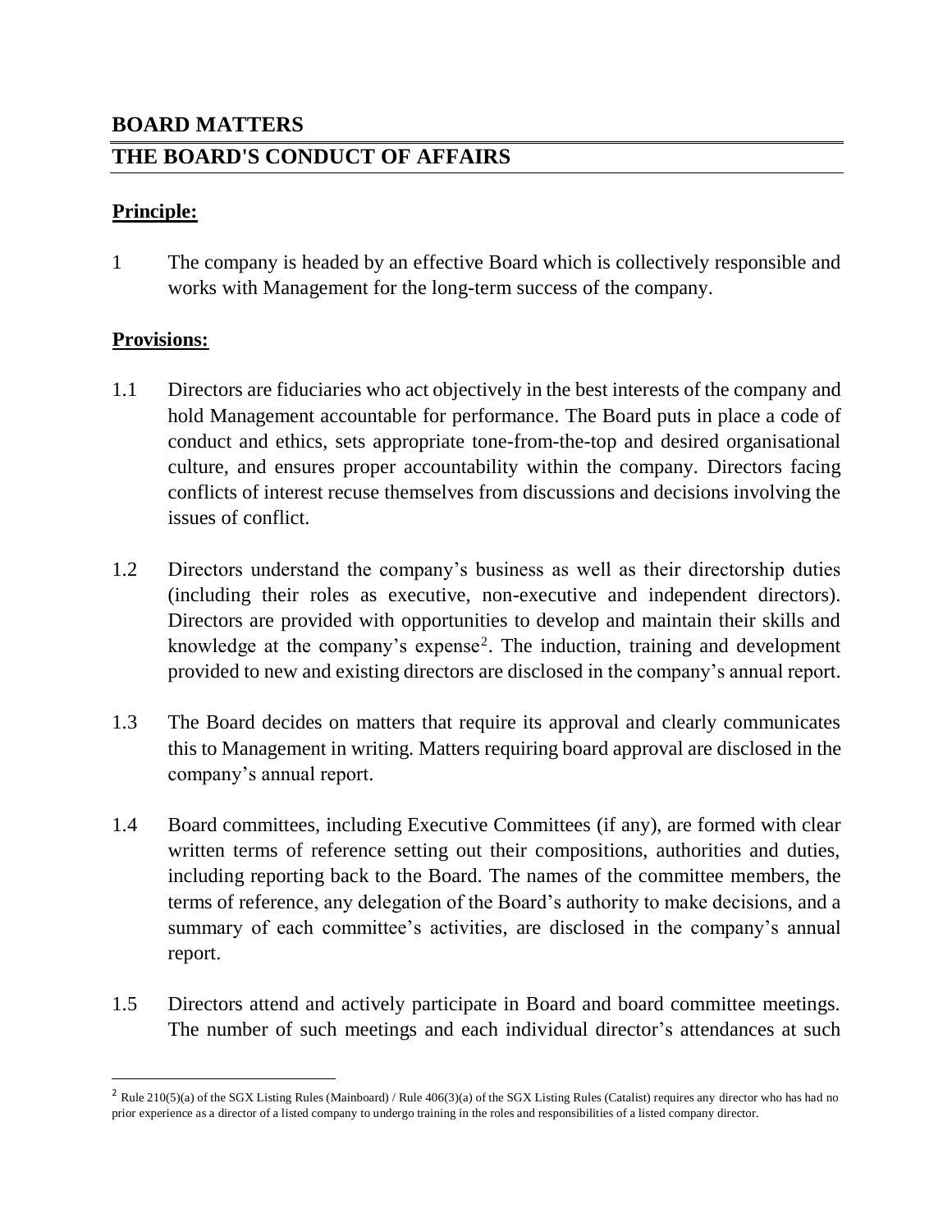## BOARD MATTERS

## THE BOARD'S CONDUCT OF AFFAIRS

### Principle:

1 The company is headed by an effective Board which is collectively responsible and works with Management for the long-term success of the company.

### Provisions:

1.1 Directors are fiduciaries who act objectively in the best interests of the company and hold Management accountable for performance. The Board puts in place a code of conduct and ethics, sets appropriate tone-from-the-top and desired organisational culture, and ensures proper accountability within the company. Directors facing conflicts of interest recuse themselves from discussions and decisions involving the issues of conflict.

1.2 Directors understand the company's business as well as their directorship duties (including their roles as executive, non-executive and independent directors). Directors are provided with opportunities to develop and maintain their skills and knowledge at the company's expense[2]. The induction, training and development provided to new and existing directors are disclosed in the company's annual report.

1.3 The Board decides on matters that require its approval and clearly communicates this to Management in writing. Matters requiring board approval are disclosed in the company's annual report.

1.4 Board committees, including Executive Committees (if any), are formed with clear written terms of reference setting out their compositions, authorities and duties, including reporting back to the Board. The names of the committee members, the terms of reference, any delegation of the Board's authority to make decisions, and a summary of each committee's activities, are disclosed in the company's annual report.

1.5 Directors attend and actively participate in Board and board committee meetings. The number of such meetings and each individual director's attendances at such

---

[2] Rule 210(5)(a) of the SGX Listing Rules (Mainboard) / Rule 406(3)(a) of the SGX Listing Rules (Catalist) requires any director who has had no prior experience as a director of a listed company to undergo training in the roles and responsibilities of a listed company director.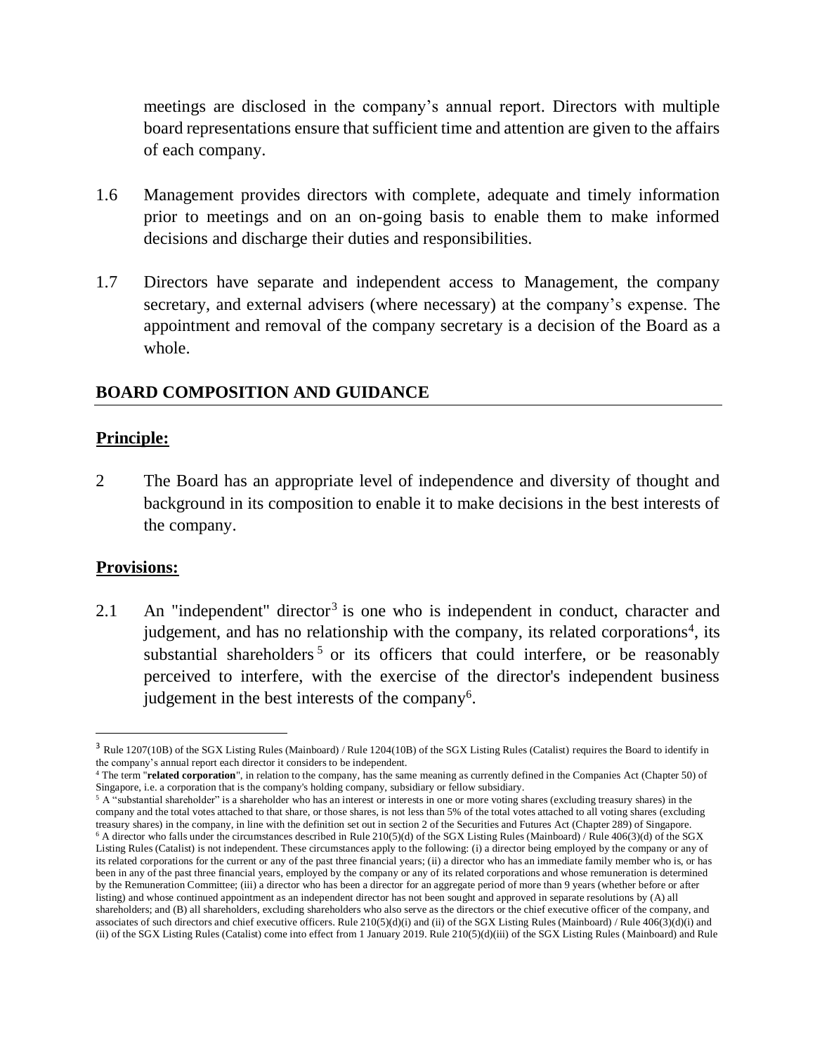meetings are disclosed in the company's annual report. Directors with multiple board representations ensure that sufficient time and attention are given to the affairs of each company.

1.6 Management provides directors with complete, adequate and timely information prior to meetings and on an on-going basis to enable them to make informed decisions and discharge their duties and responsibilities.

1.7 Directors have separate and independent access to Management, the company secretary, and external advisers (where necessary) at the company's expense. The appointment and removal of the company secretary is a decision of the Board as a whole.

## BOARD COMPOSITION AND GUIDANCE

### Principle:

2 The Board has an appropriate level of independence and diversity of thought and background in its composition to enable it to make decisions in the best interests of the company.

### Provisions:

2.1 An "independent" director[3] is one who is independent in conduct, character and judgement, and has no relationship with the company, its related corporations[4], its substantial shareholders[5] or its officers that could interfere, or be reasonably perceived to interfere, with the exercise of the director's independent business judgement in the best interests of the company[6].

---

[3] Rule 1207(10B) of the SGX Listing Rules (Mainboard) / Rule 1204(10B) of the SGX Listing Rules (Catalist) requires the Board to identify in the company's annual report each director it considers to be independent.

[4] The term "**related corporation**", in relation to the company, has the same meaning as currently defined in the Companies Act (Chapter 50) of Singapore, i.e. a corporation that is the company's holding company, subsidiary or fellow subsidiary.

[5] A "substantial shareholder" is a shareholder who has an interest or interests in one or more voting shares (excluding treasury shares) in the company and the total votes attached to that share, or those shares, is not less than 5% of the total votes attached to all voting shares (excluding treasury shares) in the company, in line with the definition set out in section 2 of the Securities and Futures Act (Chapter 289) of Singapore.

[6] A director who falls under the circumstances described in Rule 210(5)(d) of the SGX Listing Rules (Mainboard) / Rule 406(3)(d) of the SGX Listing Rules (Catalist) is not independent. These circumstances apply to the following: (i) a director being employed by the company or any of its related corporations for the current or any of the past three financial years; (ii) a director who has an immediate family member who is, or has been in any of the past three financial years, employed by the company or any of its related corporations and whose remuneration is determined by the Remuneration Committee; (iii) a director who has been a director for an aggregate period of more than 9 years (whether before or after listing) and whose continued appointment as an independent director has not been sought and approved in separate resolutions by (A) all shareholders; and (B) all shareholders, excluding shareholders who also serve as the directors or the chief executive officer of the company, and associates of such directors and chief executive officers. Rule 210(5)(d)(i) and (ii) of the SGX Listing Rules (Mainboard) / Rule 406(3)(d)(i) and (ii) of the SGX Listing Rules (Catalist) come into effect from 1 January 2019. Rule 210(5)(d)(iii) of the SGX Listing Rules (Mainboard) and Rule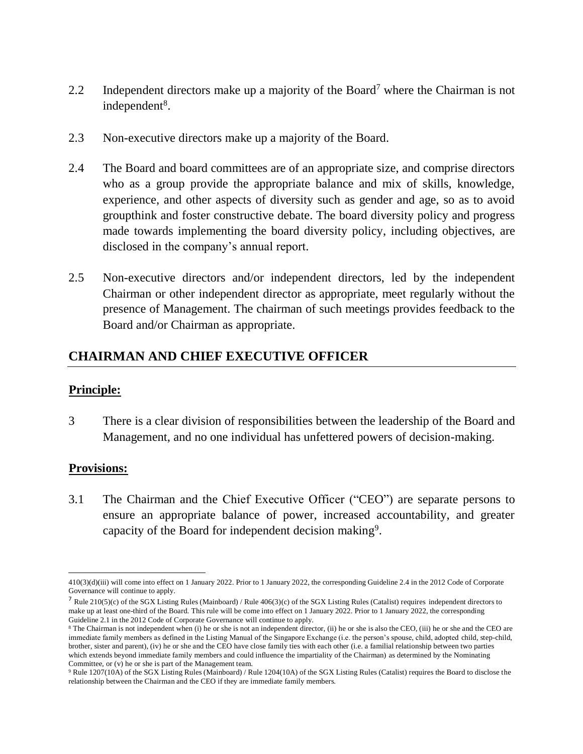2.2 Independent directors make up a majority of the Board[7] where the Chairman is not independent[8].

2.3 Non-executive directors make up a majority of the Board.

2.4 The Board and board committees are of an appropriate size, and comprise directors who as a group provide the appropriate balance and mix of skills, knowledge, experience, and other aspects of diversity such as gender and age, so as to avoid groupthink and foster constructive debate. The board diversity policy and progress made towards implementing the board diversity policy, including objectives, are disclosed in the company's annual report.

2.5 Non-executive directors and/or independent directors, led by the independent Chairman or other independent director as appropriate, meet regularly without the presence of Management. The chairman of such meetings provides feedback to the Board and/or Chairman as appropriate.

## CHAIRMAN AND CHIEF EXECUTIVE OFFICER

### Principle:

3 There is a clear division of responsibilities between the leadership of the Board and Management, and no one individual has unfettered powers of decision-making.

### Provisions:

3.1 The Chairman and the Chief Executive Officer ("CEO") are separate persons to ensure an appropriate balance of power, increased accountability, and greater capacity of the Board for independent decision making[9].

---

410(3)(d)(iii) will come into effect on 1 January 2022. Prior to 1 January 2022, the corresponding Guideline 2.4 in the 2012 Code of Corporate Governance will continue to apply.

[7] Rule 210(5)(c) of the SGX Listing Rules (Mainboard) / Rule 406(3)(c) of the SGX Listing Rules (Catalist) requires independent directors to make up at least one-third of the Board. This rule will be come into effect on 1 January 2022. Prior to 1 January 2022, the corresponding Guideline 2.1 in the 2012 Code of Corporate Governance will continue to apply.

[8] The Chairman is not independent when (i) he or she is not an independent director, (ii) he or she is also the CEO, (iii) he or she and the CEO are immediate family members as defined in the Listing Manual of the Singapore Exchange (i.e. the person's spouse, child, adopted child, step-child, brother, sister and parent), (iv) he or she and the CEO have close family ties with each other (i.e. a familial relationship between two parties which extends beyond immediate family members and could influence the impartiality of the Chairman) as determined by the Nominating Committee, or (v) he or she is part of the Management team.

[9] Rule 1207(10A) of the SGX Listing Rules (Mainboard) / Rule 1204(10A) of the SGX Listing Rules (Catalist) requires the Board to disclose the relationship between the Chairman and the CEO if they are immediate family members.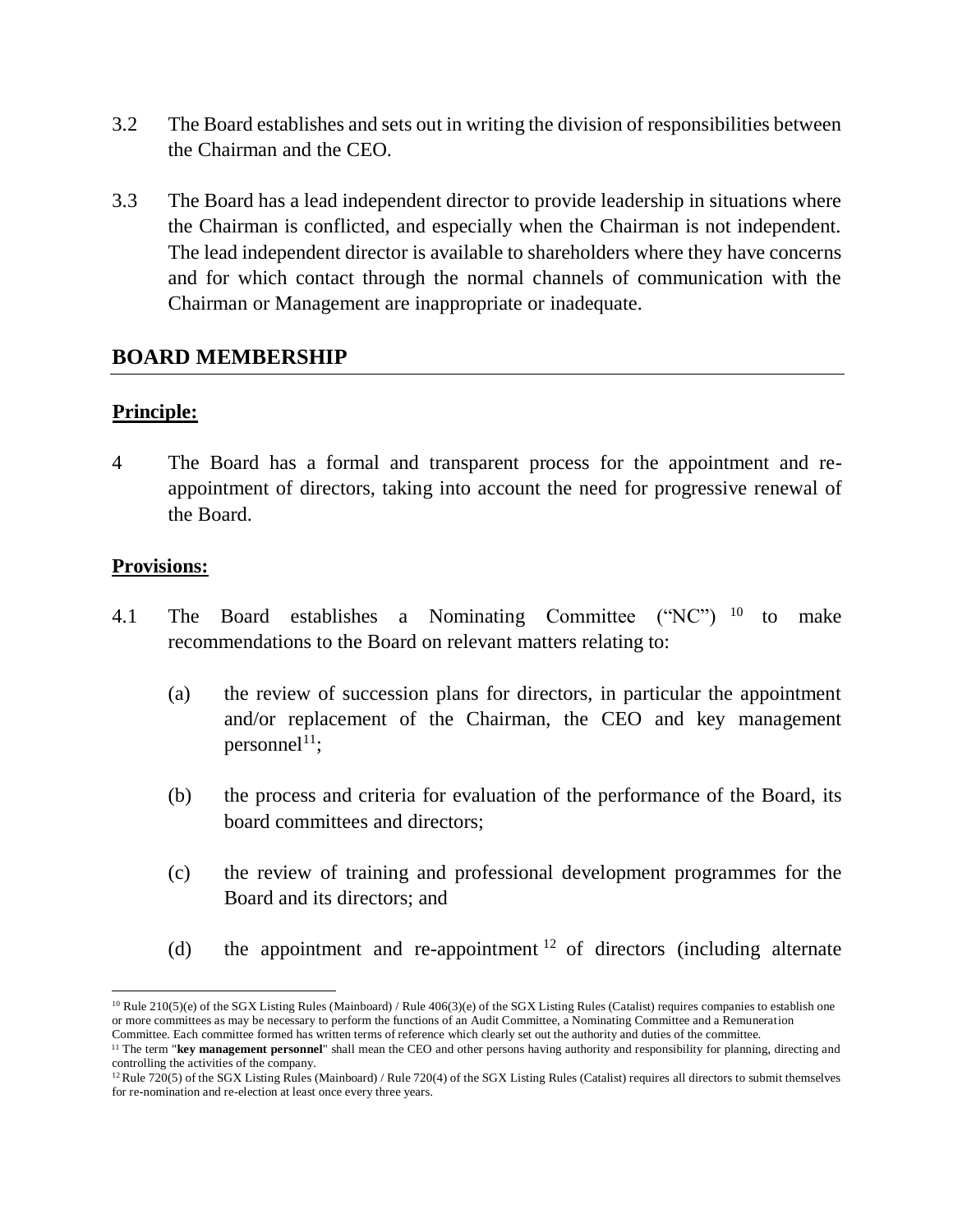3.2 The Board establishes and sets out in writing the division of responsibilities between the Chairman and the CEO.

3.3 The Board has a lead independent director to provide leadership in situations where the Chairman is conflicted, and especially when the Chairman is not independent. The lead independent director is available to shareholders where they have concerns and for which contact through the normal channels of communication with the Chairman or Management are inappropriate or inadequate.

## BOARD MEMBERSHIP

**Principle:**

4 The Board has a formal and transparent process for the appointment and re-appointment of directors, taking into account the need for progressive renewal of the Board.

**Provisions:**

4.1 The Board establishes a Nominating Committee ("NC") [10] to make recommendations to the Board on relevant matters relating to:

(a) the review of succession plans for directors, in particular the appointment and/or replacement of the Chairman, the CEO and key management personnel[11];

(b) the process and criteria for evaluation of the performance of the Board, its board committees and directors;

(c) the review of training and professional development programmes for the Board and its directors; and

(d) the appointment and re-appointment [12] of directors (including alternate

---

[10] Rule 210(5)(e) of the SGX Listing Rules (Mainboard) / Rule 406(3)(e) of the SGX Listing Rules (Catalist) requires companies to establish one or more committees as may be necessary to perform the functions of an Audit Committee, a Nominating Committee and a Remuneration Committee. Each committee formed has written terms of reference which clearly set out the authority and duties of the committee.

[11] The term "**key management personnel**" shall mean the CEO and other persons having authority and responsibility for planning, directing and controlling the activities of the company.

[12] Rule 720(5) of the SGX Listing Rules (Mainboard) / Rule 720(4) of the SGX Listing Rules (Catalist) requires all directors to submit themselves for re-nomination and re-election at least once every three years.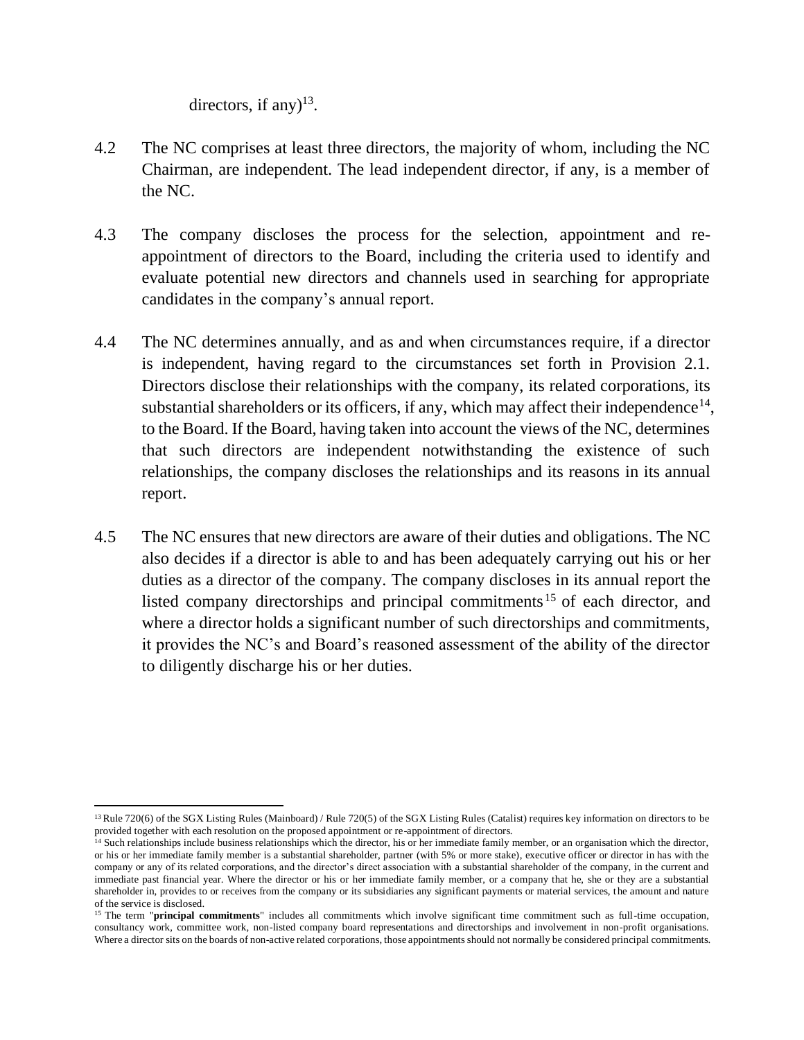directors, if any)[13].

4.2 The NC comprises at least three directors, the majority of whom, including the NC Chairman, are independent. The lead independent director, if any, is a member of the NC.

4.3 The company discloses the process for the selection, appointment and re-appointment of directors to the Board, including the criteria used to identify and evaluate potential new directors and channels used in searching for appropriate candidates in the company's annual report.

4.4 The NC determines annually, and as and when circumstances require, if a director is independent, having regard to the circumstances set forth in Provision 2.1. Directors disclose their relationships with the company, its related corporations, its substantial shareholders or its officers, if any, which may affect their independence[14], to the Board. If the Board, having taken into account the views of the NC, determines that such directors are independent notwithstanding the existence of such relationships, the company discloses the relationships and its reasons in its annual report.

4.5 The NC ensures that new directors are aware of their duties and obligations. The NC also decides if a director is able to and has been adequately carrying out his or her duties as a director of the company. The company discloses in its annual report the listed company directorships and principal commitments[15] of each director, and where a director holds a significant number of such directorships and commitments, it provides the NC's and Board's reasoned assessment of the ability of the director to diligently discharge his or her duties.

---

[13] Rule 720(6) of the SGX Listing Rules (Mainboard) / Rule 720(5) of the SGX Listing Rules (Catalist) requires key information on directors to be provided together with each resolution on the proposed appointment or re-appointment of directors.

[14] Such relationships include business relationships which the director, his or her immediate family member, or an organisation which the director, or his or her immediate family member is a substantial shareholder, partner (with 5% or more stake), executive officer or director in has with the company or any of its related corporations, and the director's direct association with a substantial shareholder of the company, in the current and immediate past financial year. Where the director or his or her immediate family member, or a company that he, she or they are a substantial shareholder in, provides to or receives from the company or its subsidiaries any significant payments or material services, the amount and nature of the service is disclosed.

[15] The term "**principal commitments**" includes all commitments which involve significant time commitment such as full-time occupation, consultancy work, committee work, non-listed company board representations and directorships and involvement in non-profit organisations. Where a director sits on the boards of non-active related corporations, those appointments should not normally be considered principal commitments.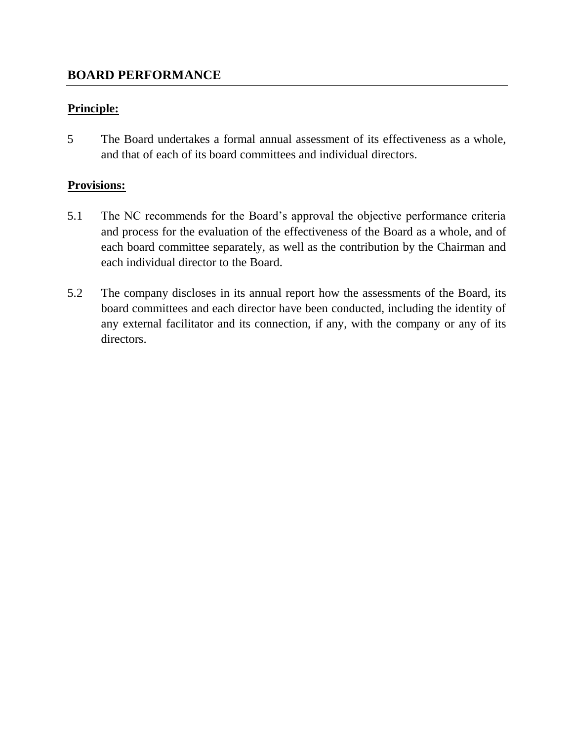## BOARD PERFORMANCE

**Principle:**

5 The Board undertakes a formal annual assessment of its effectiveness as a whole, and that of each of its board committees and individual directors.

**Provisions:**

5.1 The NC recommends for the Board's approval the objective performance criteria and process for the evaluation of the effectiveness of the Board as a whole, and of each board committee separately, as well as the contribution by the Chairman and each individual director to the Board.

5.2 The company discloses in its annual report how the assessments of the Board, its board committees and each director have been conducted, including the identity of any external facilitator and its connection, if any, with the company or any of its directors.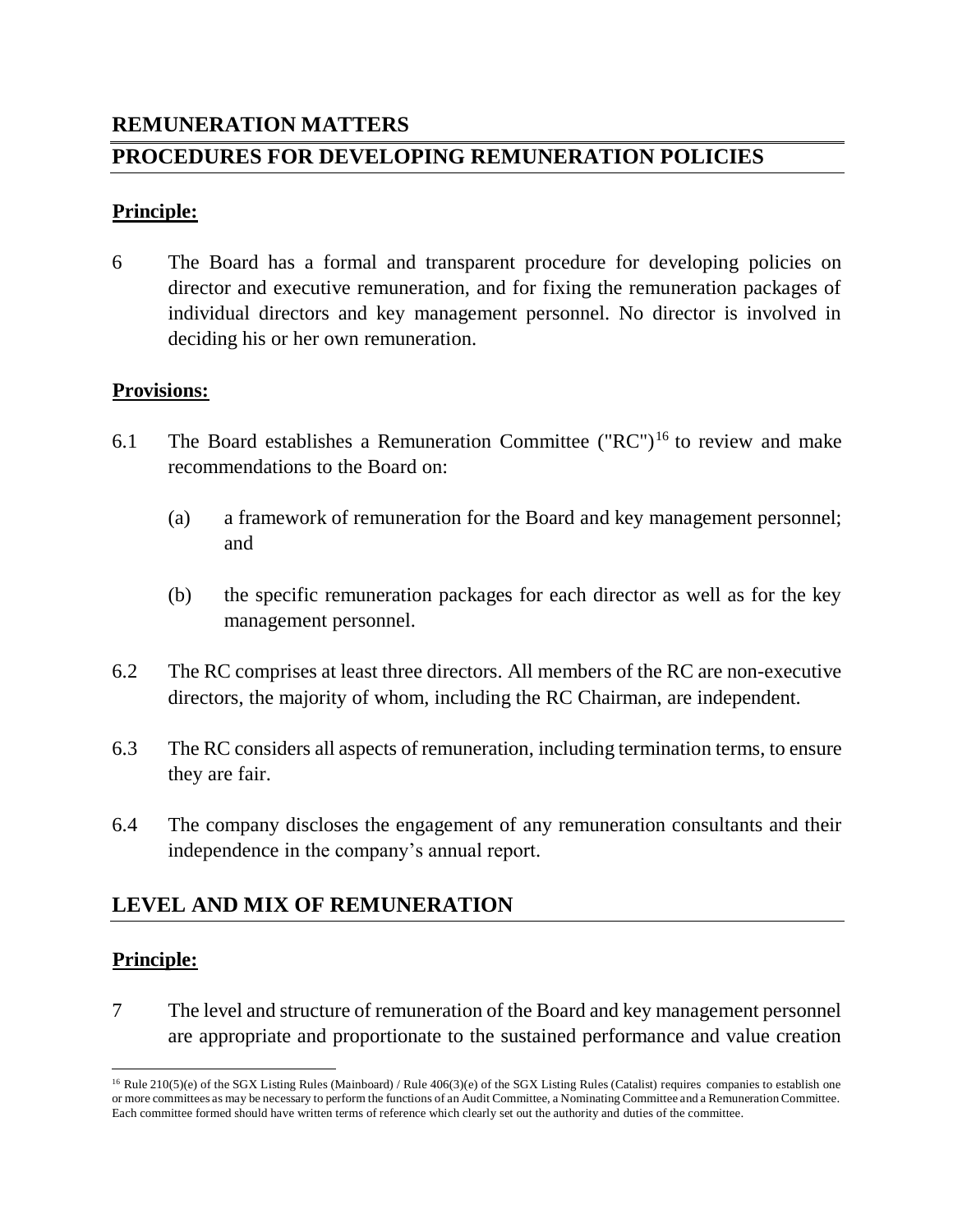# REMUNERATION MATTERS

## PROCEDURES FOR DEVELOPING REMUNERATION POLICIES

**Principle:**

6 The Board has a formal and transparent procedure for developing policies on director and executive remuneration, and for fixing the remuneration packages of individual directors and key management personnel. No director is involved in deciding his or her own remuneration.

**Provisions:**

6.1 The Board establishes a Remuneration Committee ("RC")[16] to review and make recommendations to the Board on:

(a) a framework of remuneration for the Board and key management personnel; and

(b) the specific remuneration packages for each director as well as for the key management personnel.

6.2 The RC comprises at least three directors. All members of the RC are non-executive directors, the majority of whom, including the RC Chairman, are independent.

6.3 The RC considers all aspects of remuneration, including termination terms, to ensure they are fair.

6.4 The company discloses the engagement of any remuneration consultants and their independence in the company's annual report.

## LEVEL AND MIX OF REMUNERATION

**Principle:**

7 The level and structure of remuneration of the Board and key management personnel are appropriate and proportionate to the sustained performance and value creation

[16] Rule 210(5)(e) of the SGX Listing Rules (Mainboard) / Rule 406(3)(e) of the SGX Listing Rules (Catalist) requires companies to establish one or more committees as may be necessary to perform the functions of an Audit Committee, a Nominating Committee and a Remuneration Committee. Each committee formed should have written terms of reference which clearly set out the authority and duties of the committee.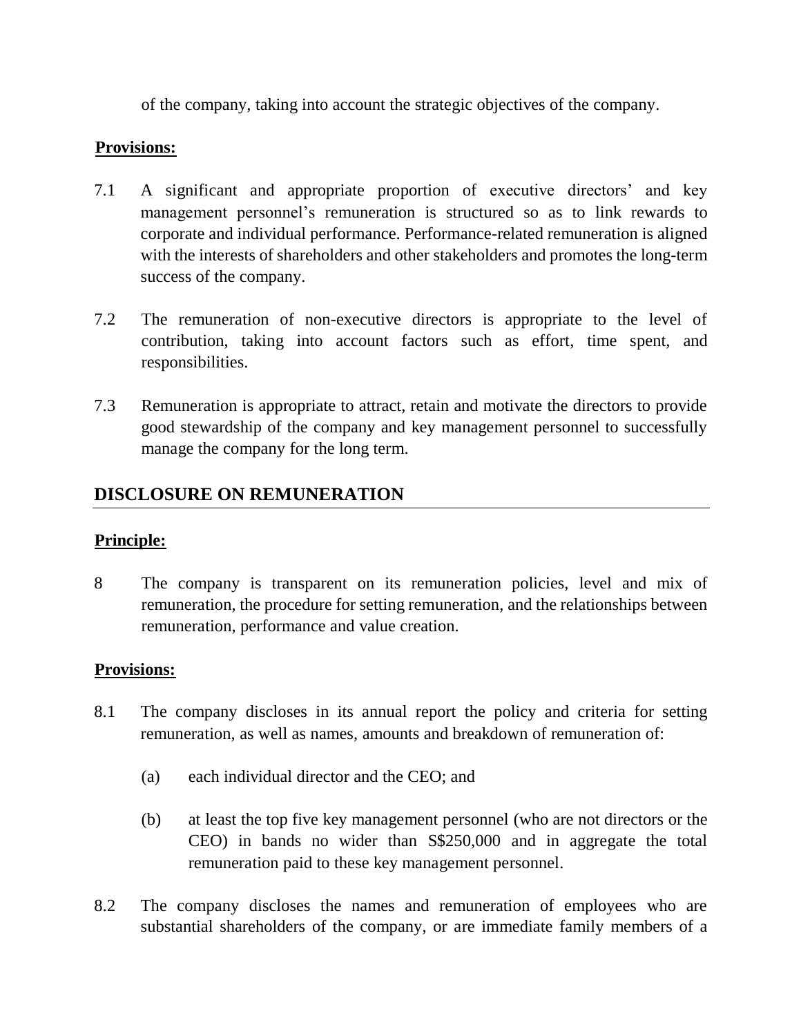of the company, taking into account the strategic objectives of the company.

**Provisions:**

7.1 A significant and appropriate proportion of executive directors' and key management personnel's remuneration is structured so as to link rewards to corporate and individual performance. Performance-related remuneration is aligned with the interests of shareholders and other stakeholders and promotes the long-term success of the company.

7.2 The remuneration of non-executive directors is appropriate to the level of contribution, taking into account factors such as effort, time spent, and responsibilities.

7.3 Remuneration is appropriate to attract, retain and motivate the directors to provide good stewardship of the company and key management personnel to successfully manage the company for the long term.

## DISCLOSURE ON REMUNERATION

**Principle:**

8 The company is transparent on its remuneration policies, level and mix of remuneration, the procedure for setting remuneration, and the relationships between remuneration, performance and value creation.

**Provisions:**

8.1 The company discloses in its annual report the policy and criteria for setting remuneration, as well as names, amounts and breakdown of remuneration of:

(a) each individual director and the CEO; and

(b) at least the top five key management personnel (who are not directors or the CEO) in bands no wider than S$250,000 and in aggregate the total remuneration paid to these key management personnel.

8.2 The company discloses the names and remuneration of employees who are substantial shareholders of the company, or are immediate family members of a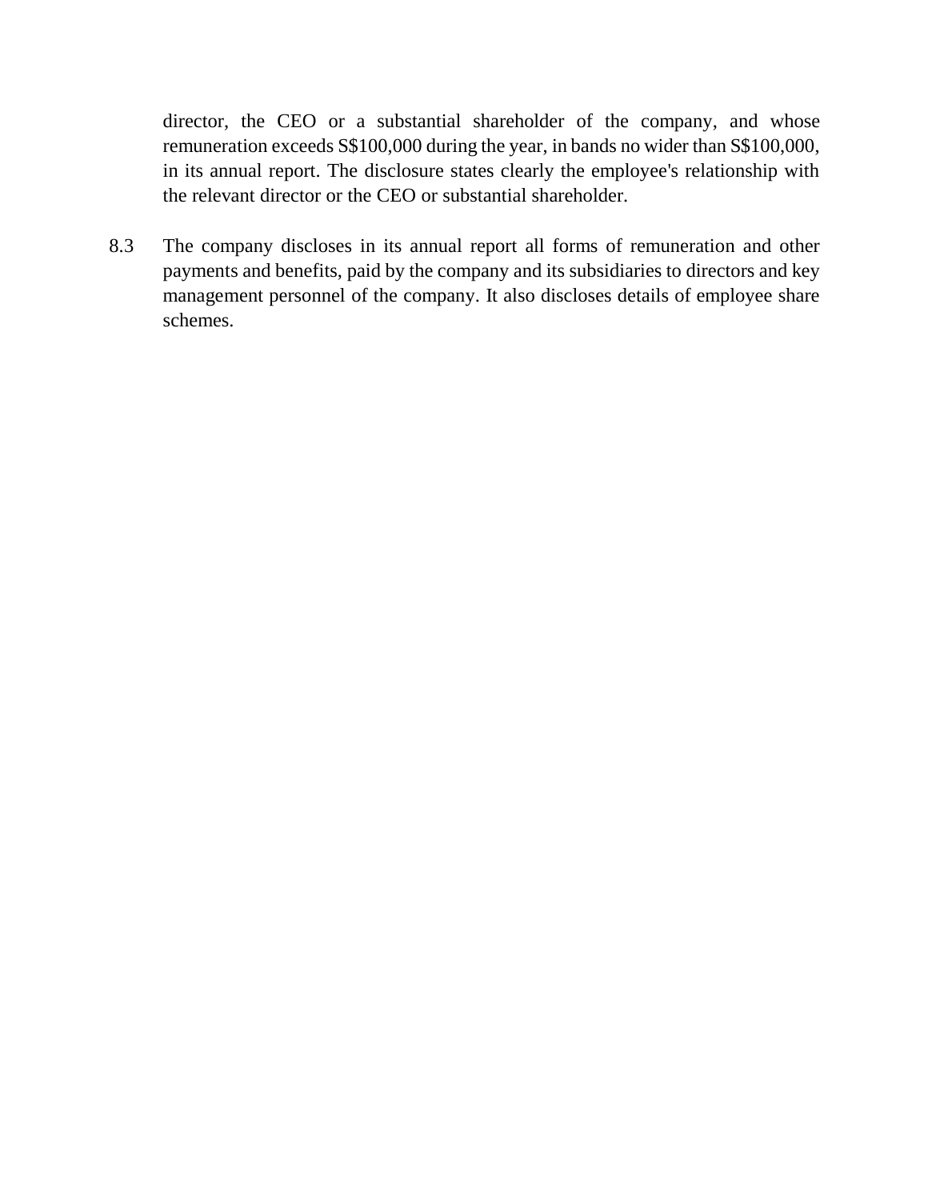director, the CEO or a substantial shareholder of the company, and whose remuneration exceeds S$100,000 during the year, in bands no wider than S$100,000, in its annual report. The disclosure states clearly the employee's relationship with the relevant director or the CEO or substantial shareholder.

8.3 The company discloses in its annual report all forms of remuneration and other payments and benefits, paid by the company and its subsidiaries to directors and key management personnel of the company. It also discloses details of employee share schemes.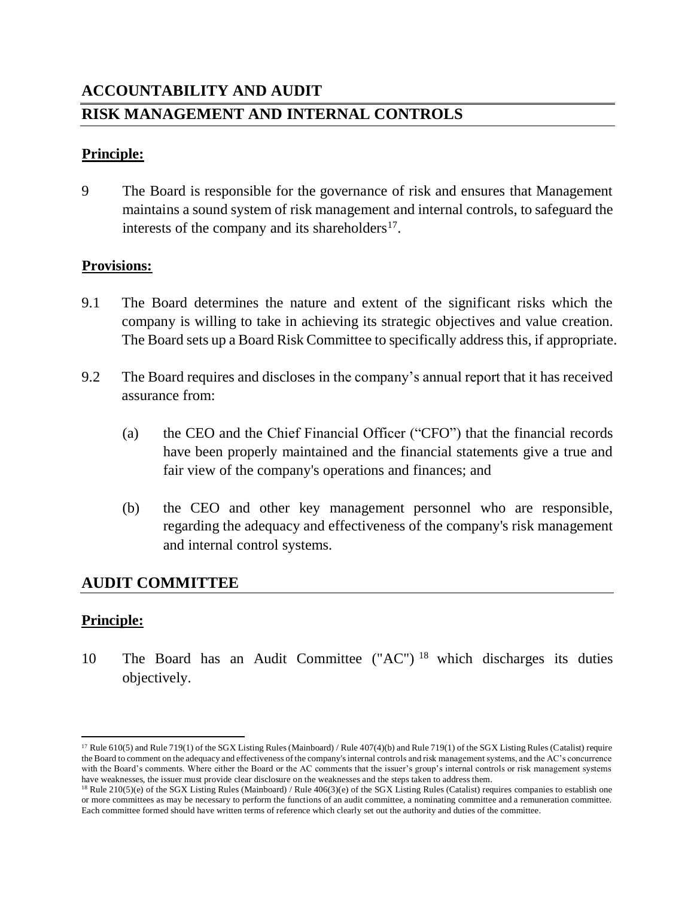## ACCOUNTABILITY AND AUDIT

## RISK MANAGEMENT AND INTERNAL CONTROLS

**Principle:**

9 The Board is responsible for the governance of risk and ensures that Management maintains a sound system of risk management and internal controls, to safeguard the interests of the company and its shareholders[17].

**Provisions:**

9.1 The Board determines the nature and extent of the significant risks which the company is willing to take in achieving its strategic objectives and value creation. The Board sets up a Board Risk Committee to specifically address this, if appropriate.

9.2 The Board requires and discloses in the company's annual report that it has received assurance from:

(a) the CEO and the Chief Financial Officer ("CFO") that the financial records have been properly maintained and the financial statements give a true and fair view of the company's operations and finances; and

(b) the CEO and other key management personnel who are responsible, regarding the adequacy and effectiveness of the company's risk management and internal control systems.

## AUDIT COMMITTEE

**Principle:**

10 The Board has an Audit Committee ("AC")[18] which discharges its duties objectively.

---

[17] Rule 610(5) and Rule 719(1) of the SGX Listing Rules (Mainboard) / Rule 407(4)(b) and Rule 719(1) of the SGX Listing Rules (Catalist) require the Board to comment on the adequacy and effectiveness of the company's internal controls and risk management systems, and the AC's concurrence with the Board's comments. Where either the Board or the AC comments that the issuer's group's internal controls or risk management systems have weaknesses, the issuer must provide clear disclosure on the weaknesses and the steps taken to address them.

[18] Rule 210(5)(e) of the SGX Listing Rules (Mainboard) / Rule 406(3)(e) of the SGX Listing Rules (Catalist) requires companies to establish one or more committees as may be necessary to perform the functions of an audit committee, a nominating committee and a remuneration committee. Each committee formed should have written terms of reference which clearly set out the authority and duties of the committee.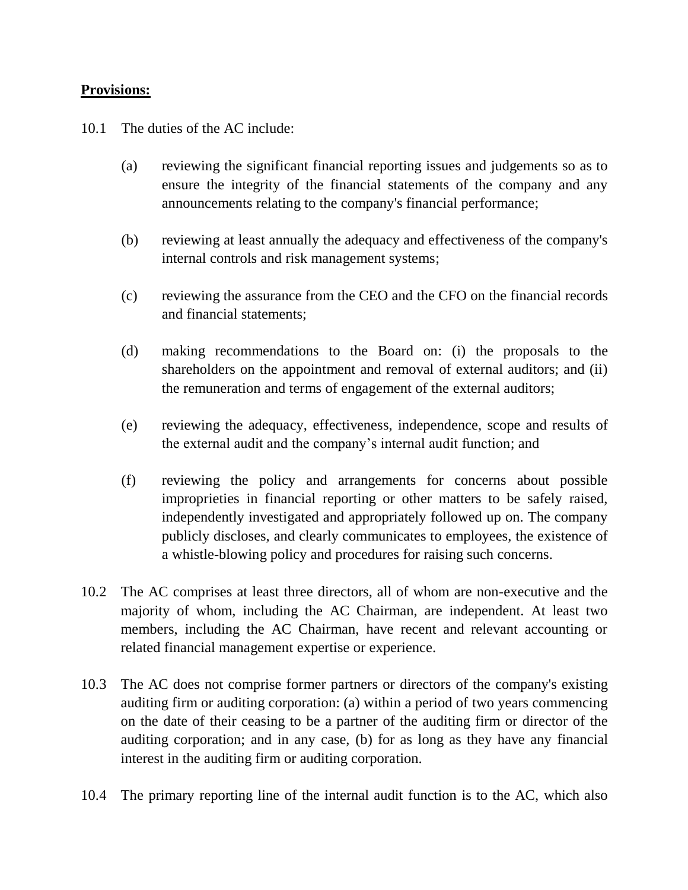**Provisions:**

10.1 The duties of the AC include:

(a) reviewing the significant financial reporting issues and judgements so as to ensure the integrity of the financial statements of the company and any announcements relating to the company's financial performance;

(b) reviewing at least annually the adequacy and effectiveness of the company's internal controls and risk management systems;

(c) reviewing the assurance from the CEO and the CFO on the financial records and financial statements;

(d) making recommendations to the Board on: (i) the proposals to the shareholders on the appointment and removal of external auditors; and (ii) the remuneration and terms of engagement of the external auditors;

(e) reviewing the adequacy, effectiveness, independence, scope and results of the external audit and the company's internal audit function; and

(f) reviewing the policy and arrangements for concerns about possible improprieties in financial reporting or other matters to be safely raised, independently investigated and appropriately followed up on. The company publicly discloses, and clearly communicates to employees, the existence of a whistle-blowing policy and procedures for raising such concerns.

10.2 The AC comprises at least three directors, all of whom are non-executive and the majority of whom, including the AC Chairman, are independent. At least two members, including the AC Chairman, have recent and relevant accounting or related financial management expertise or experience.

10.3 The AC does not comprise former partners or directors of the company's existing auditing firm or auditing corporation: (a) within a period of two years commencing on the date of their ceasing to be a partner of the auditing firm or director of the auditing corporation; and in any case, (b) for as long as they have any financial interest in the auditing firm or auditing corporation.

10.4 The primary reporting line of the internal audit function is to the AC, which also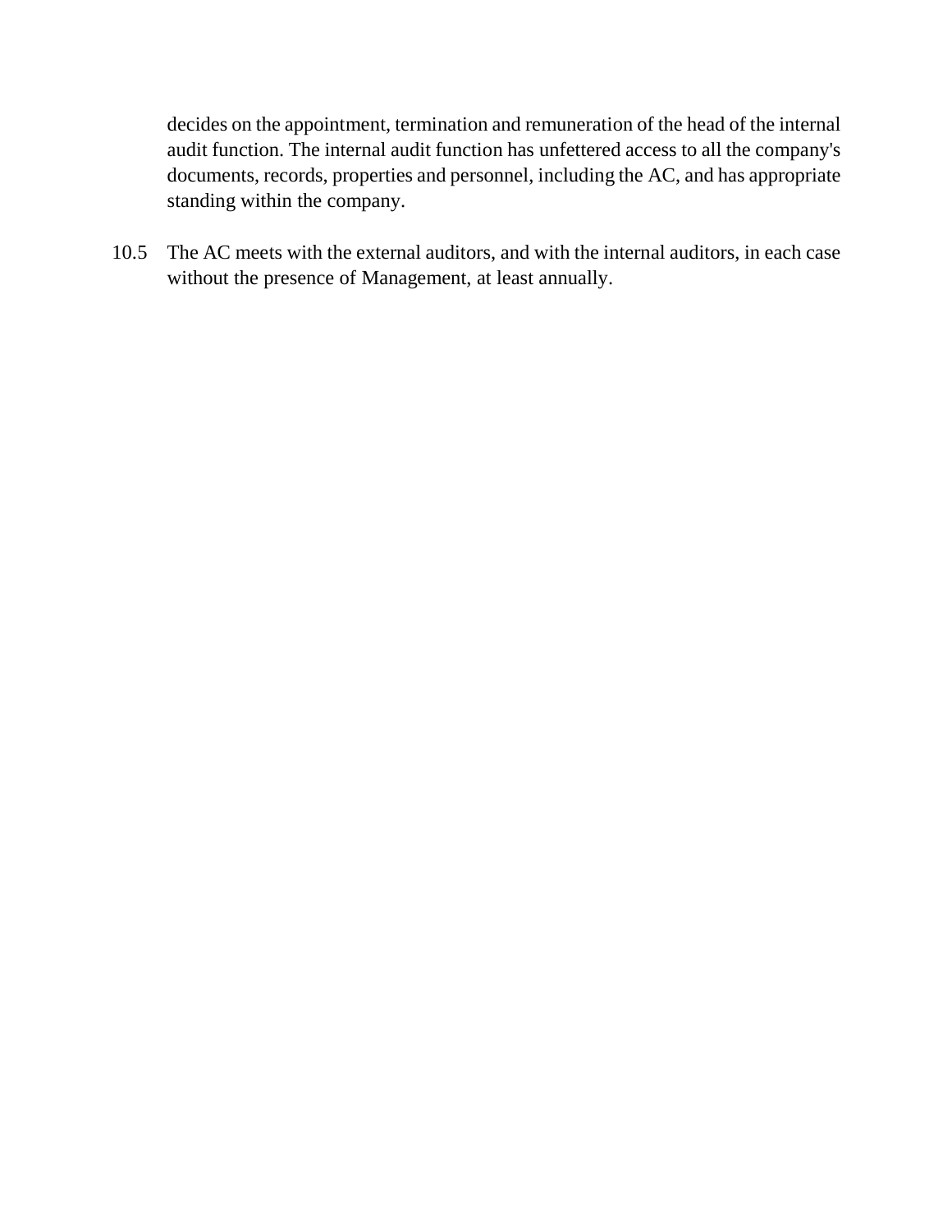decides on the appointment, termination and remuneration of the head of the internal audit function. The internal audit function has unfettered access to all the company's documents, records, properties and personnel, including the AC, and has appropriate standing within the company.

10.5 The AC meets with the external auditors, and with the internal auditors, in each case without the presence of Management, at least annually.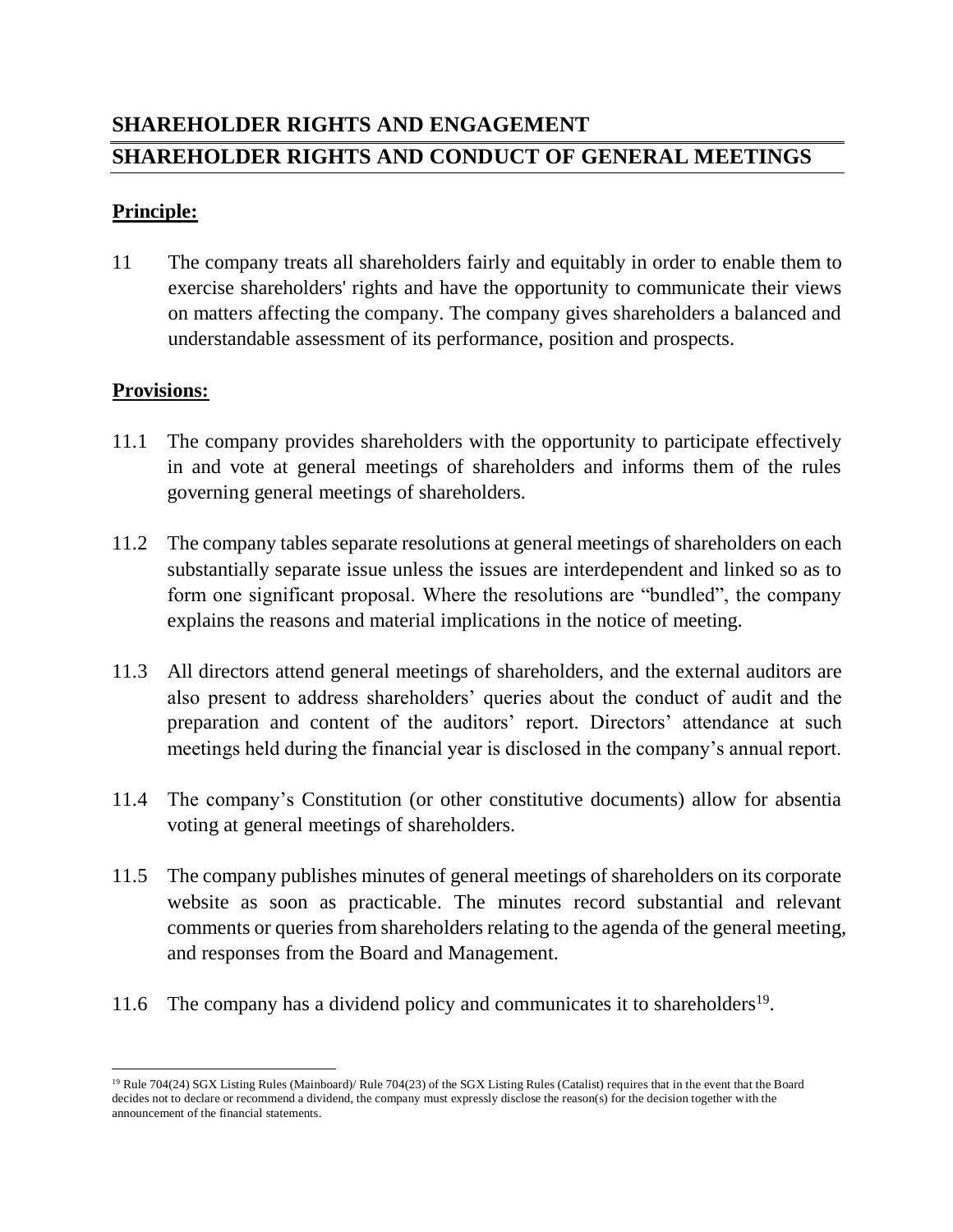## SHAREHOLDER RIGHTS AND ENGAGEMENT

## SHAREHOLDER RIGHTS AND CONDUCT OF GENERAL MEETINGS

**Principle:**

11 The company treats all shareholders fairly and equitably in order to enable them to exercise shareholders' rights and have the opportunity to communicate their views on matters affecting the company. The company gives shareholders a balanced and understandable assessment of its performance, position and prospects.

**Provisions:**

11.1 The company provides shareholders with the opportunity to participate effectively in and vote at general meetings of shareholders and informs them of the rules governing general meetings of shareholders.

11.2 The company tables separate resolutions at general meetings of shareholders on each substantially separate issue unless the issues are interdependent and linked so as to form one significant proposal. Where the resolutions are "bundled", the company explains the reasons and material implications in the notice of meeting.

11.3 All directors attend general meetings of shareholders, and the external auditors are also present to address shareholders' queries about the conduct of audit and the preparation and content of the auditors' report. Directors' attendance at such meetings held during the financial year is disclosed in the company's annual report.

11.4 The company's Constitution (or other constitutive documents) allow for absentia voting at general meetings of shareholders.

11.5 The company publishes minutes of general meetings of shareholders on its corporate website as soon as practicable. The minutes record substantial and relevant comments or queries from shareholders relating to the agenda of the general meeting, and responses from the Board and Management.

11.6 The company has a dividend policy and communicates it to shareholders[19].

---

[19] Rule 704(24) SGX Listing Rules (Mainboard)/ Rule 704(23) of the SGX Listing Rules (Catalist) requires that in the event that the Board decides not to declare or recommend a dividend, the company must expressly disclose the reason(s) for the decision together with the announcement of the financial statements.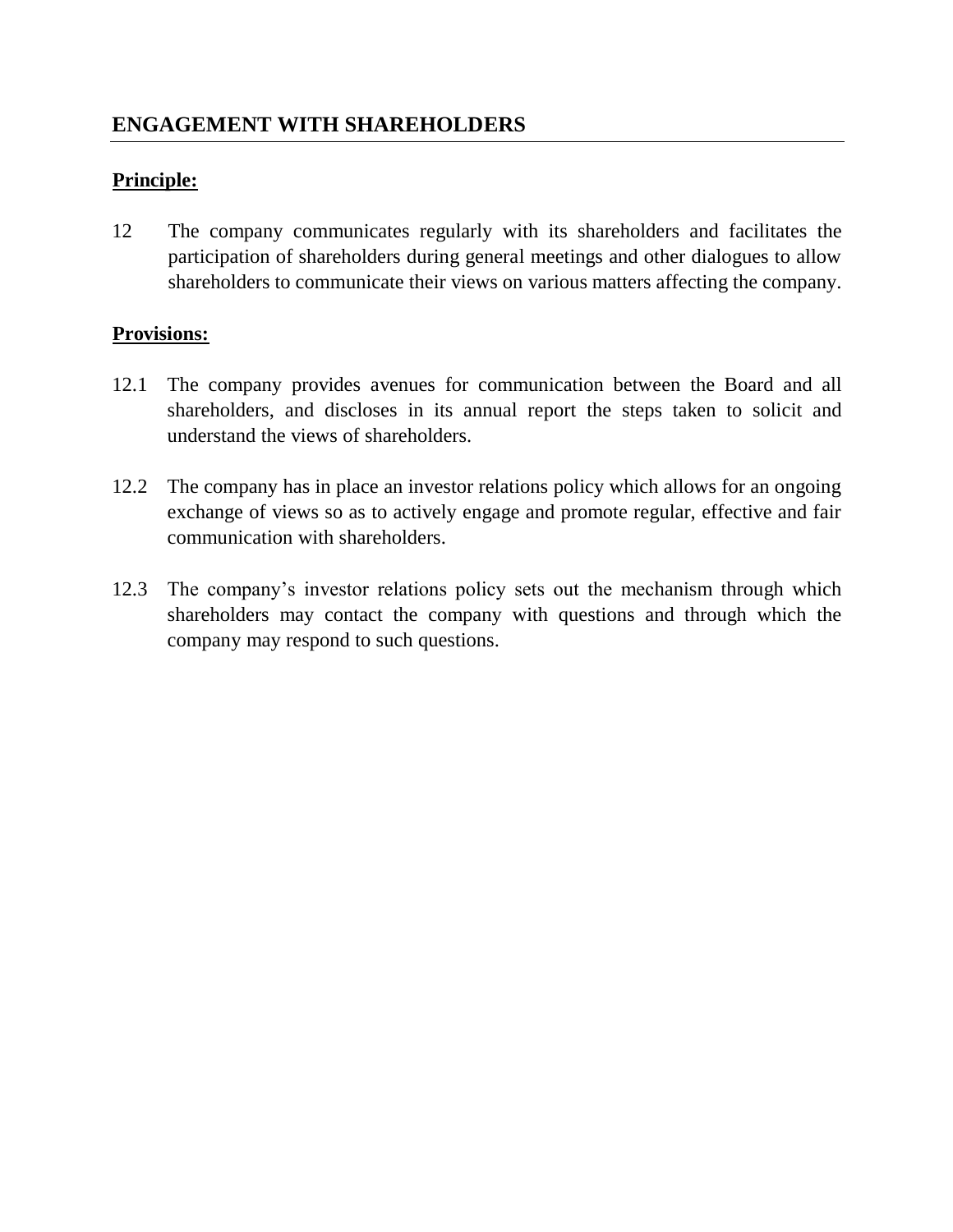## ENGAGEMENT WITH SHAREHOLDERS

**Principle:**

12 The company communicates regularly with its shareholders and facilitates the participation of shareholders during general meetings and other dialogues to allow shareholders to communicate their views on various matters affecting the company.

**Provisions:**

12.1 The company provides avenues for communication between the Board and all shareholders, and discloses in its annual report the steps taken to solicit and understand the views of shareholders.

12.2 The company has in place an investor relations policy which allows for an ongoing exchange of views so as to actively engage and promote regular, effective and fair communication with shareholders.

12.3 The company's investor relations policy sets out the mechanism through which shareholders may contact the company with questions and through which the company may respond to such questions.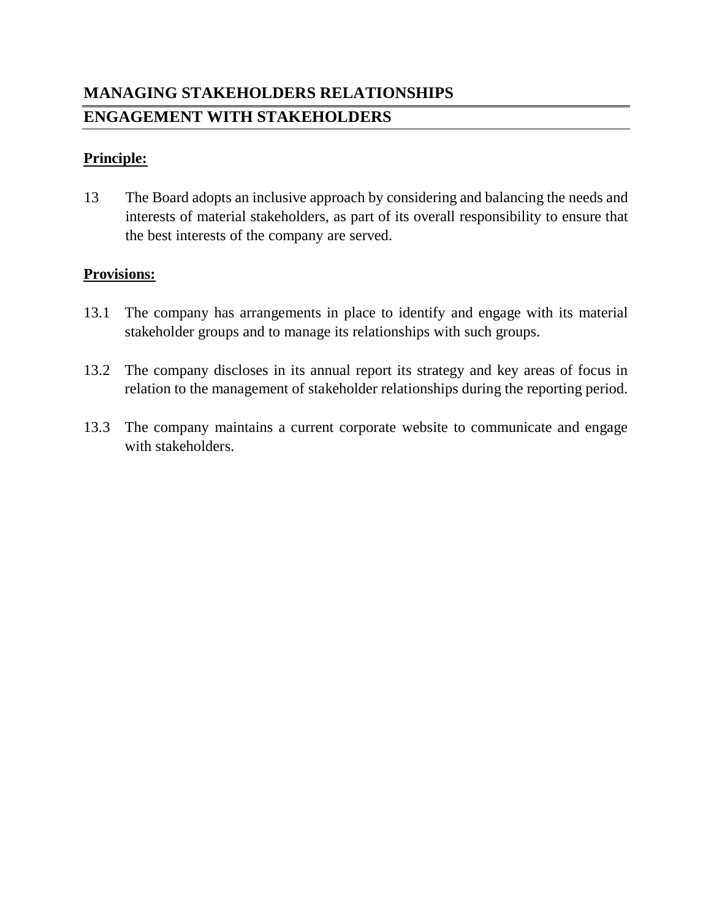## MANAGING STAKEHOLDERS RELATIONSHIPS

## ENGAGEMENT WITH STAKEHOLDERS

**Principle:**

13 The Board adopts an inclusive approach by considering and balancing the needs and interests of material stakeholders, as part of its overall responsibility to ensure that the best interests of the company are served.

**Provisions:**

13.1 The company has arrangements in place to identify and engage with its material stakeholder groups and to manage its relationships with such groups.

13.2 The company discloses in its annual report its strategy and key areas of focus in relation to the management of stakeholder relationships during the reporting period.

13.3 The company maintains a current corporate website to communicate and engage with stakeholders.